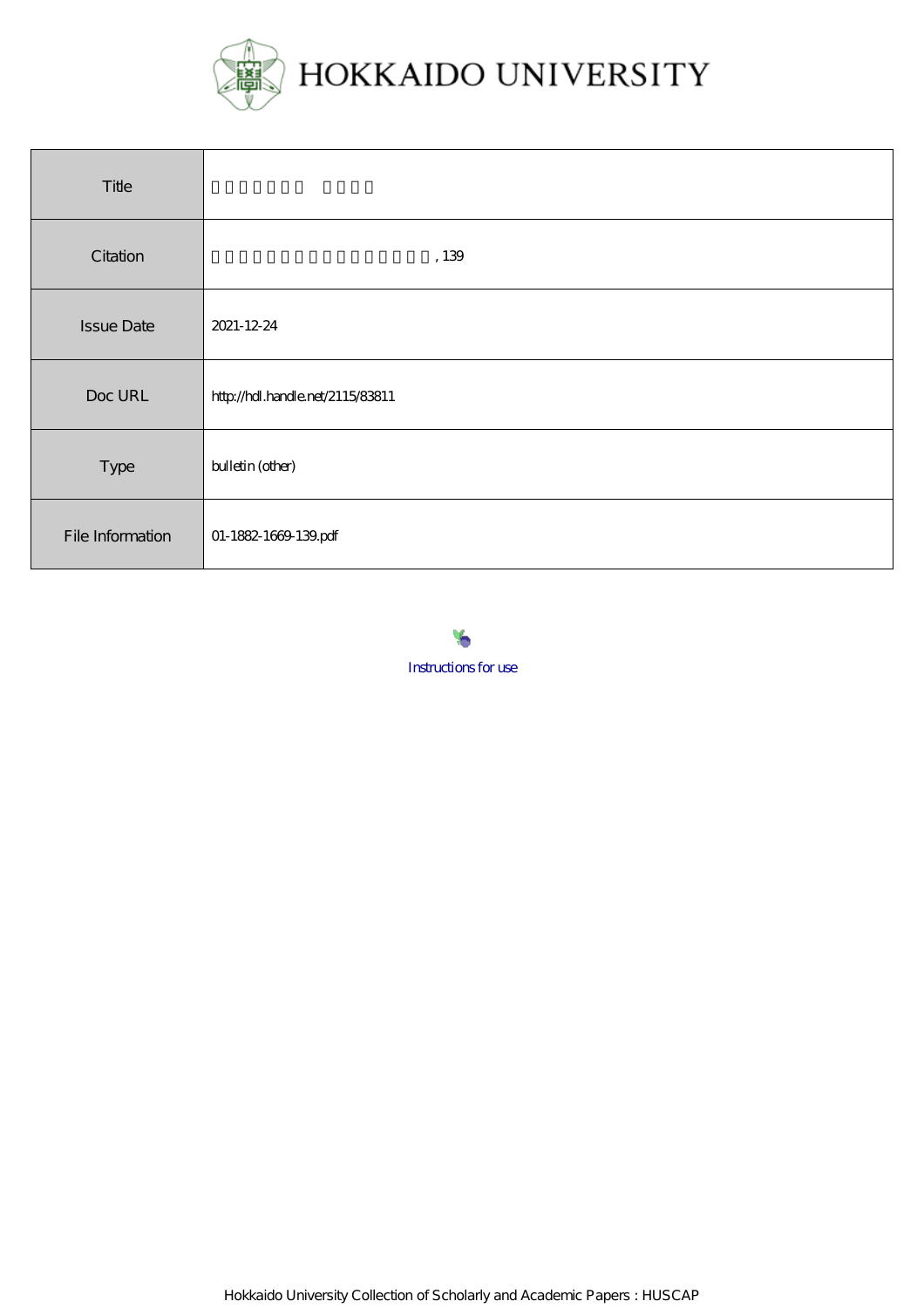# HOKKAIDO UNIVERSITY

| Title | |
|---|---|
| Citation | , 139 |
| Issue Date | 2021-12-24 |
| Doc URL | http://hdl.handle.net/2115/83811 |
| Type | bulletin (other) |
| File Information | 01-1882-1669-139.pdf |

Instructions for use

Hokkaido University Collection of Scholarly and Academic Papers : HUSCAP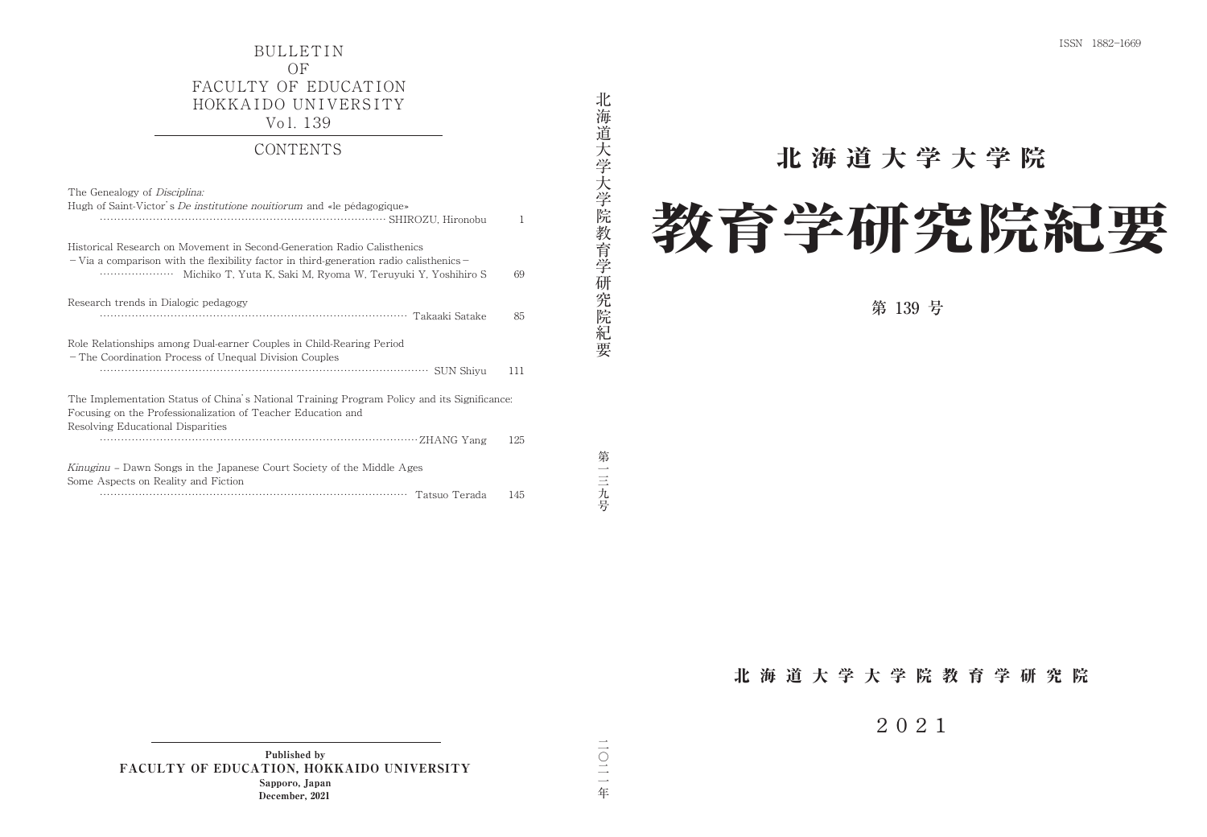BULLETIN

OF

FACULTY OF EDUCATION

HOKKAIDO UNIVERSITY

Vol. 139

## CONTENTS

The Genealogy of *Disciplina:*
Hugh of Saint-Victor's *De institutione nouitiorum* and «le pédagogique»
…………………………………………………………………… SHIROZU, Hironobu 1

Historical Research on Movement in Second-Generation Radio Calisthenics
－Via a comparison with the flexibility factor in third-generation radio calisthenics－
………………… Michiko T, Yuta K, Saki M, Ryoma W, Teruyuki Y, Yoshihiro S 69

Research trends in Dialogic pedagogy
…………………………………………………………………… Takaaki Satake 85

Role Relationships among Dual-earner Couples in Child-Rearing Period
－The Coordination Process of Unequal Division Couples
…………………………………………………………………… SUN Shiyu 111

The Implementation Status of China's National Training Program Policy and its Significance:
Focusing on the Professionalization of Teacher Education and
Resolving Educational Disparities
……………………………………………………………………ZHANG Yang 125

*Kinuginu* – Dawn Songs in the Japanese Court Society of the Middle Ages
Some Aspects on Reality and Fiction
…………………………………………………………………… Tatsuo Terada 145

**Published by**
**FACULTY OF EDUCATION, HOKKAIDO UNIVERSITY**
**Sapporo, Japan**
**December, 2021**

北海道大学大学院教育学研究院紀要 第一三九号 二〇二一年

ISSN 1882-1669

**北 海 道 大 学 大 学 院**

# 教育学研究院紀要

第 139 号

**北 海 道 大 学 大 学 院 教 育 学 研 究 院**

２０２１